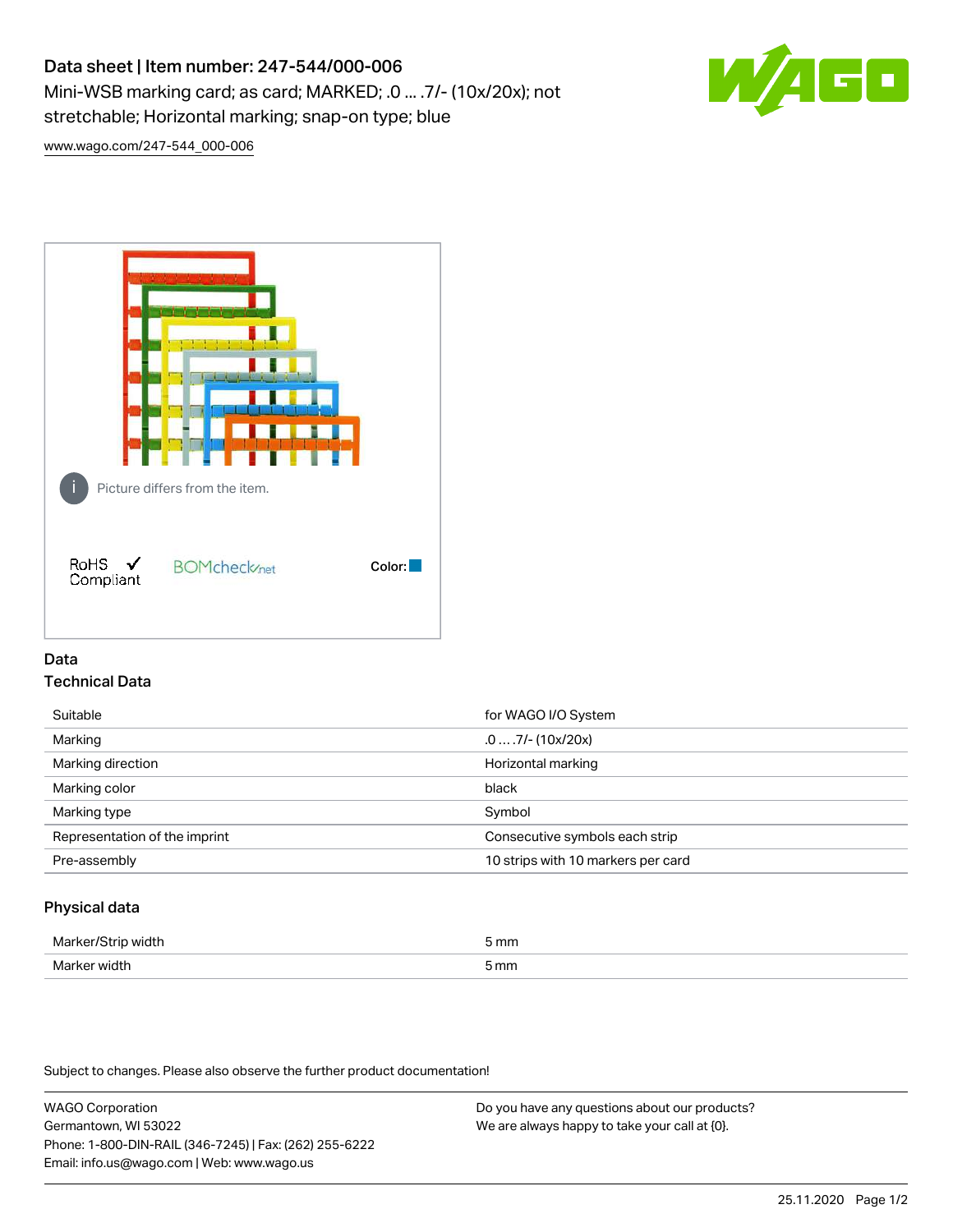# Data sheet | Item number: 247-544/000-006

Mini-WSB marking card; as card; MARKED; .0 ... .7/- (10x/20x); not stretchable; Horizontal marking; snap-on type; blue

www.wago.com/247-544_000-006

Picture differs from the item.

RoHS Compliant

BOMcheck.net

Color:

## Data

### Technical Data

| | |
|---|---|
| Suitable | for WAGO I/O System |
| Marking | .0 … .7/- (10x/20x) |
| Marking direction | Horizontal marking |
| Marking color | black |
| Marking type | Symbol |
| Representation of the imprint | Consecutive symbols each strip |
| Pre-assembly | 10 strips with 10 markers per card |

### Physical data

| | |
|---|---|
| Marker/Strip width | 5 mm |
| Marker width | 5 mm |

Subject to changes. Please also observe the further product documentation!

WAGO Corporation
Germantown, WI 53022
Phone: 1-800-DIN-RAIL (346-7245) | Fax: (262) 255-6222
Email: info.us@wago.com | Web: www.wago.us

Do you have any questions about our products?
We are always happy to take your call at {0}.

25.11.2020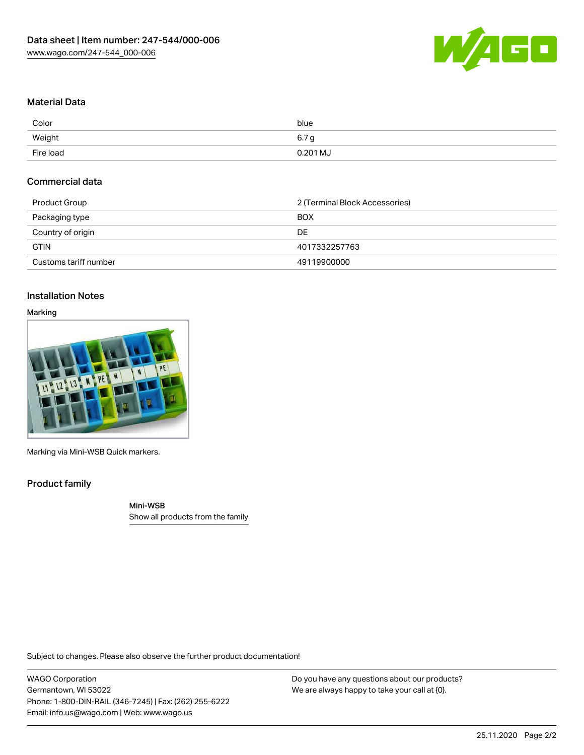## Material Data

| | |
|---|---|
| Color | blue |
| Weight | 6.7 g |
| Fire load | 0.201 MJ |

## Commercial data

| | |
|---|---|
| Product Group | 2 (Terminal Block Accessories) |
| Packaging type | BOX |
| Country of origin | DE |
| GTIN | 4017332257763 |
| Customs tariff number | 49119900000 |

## Installation Notes

### Marking

Marking via Mini-WSB Quick markers.

## Product family

**Mini-WSB**
Show all products from the family

Subject to changes. Please also observe the further product documentation!

WAGO Corporation
Germantown, WI 53022
Phone: 1-800-DIN-RAIL (346-7245) | Fax: (262) 255-6222
Email: info.us@wago.com | Web: www.wago.us

Do you have any questions about our products?
We are always happy to take your call at {0}.